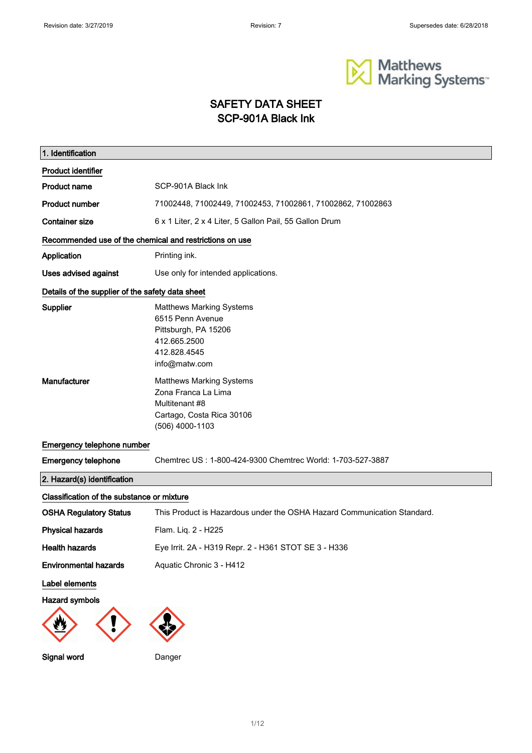# SAFETY DATA SHEET
# SCP-901A Black Ink

## 1. Identification

**Product identifier**

| | |
|---|---|
| **Product name** | SCP-901A Black Ink |
| **Product number** | 71002448, 71002449, 71002453, 71002861, 71002862, 71002863 |
| **Container size** | 6 x 1 Liter, 2 x 4 Liter, 5 Gallon Pail, 55 Gallon Drum |

**Recommended use of the chemical and restrictions on use**

| | |
|---|---|
| **Application** | Printing ink. |
| **Uses advised against** | Use only for intended applications. |

**Details of the supplier of the safety data sheet**

**Supplier**

Matthews Marking Systems
6515 Penn Avenue
Pittsburgh, PA 15206
412.665.2500
412.828.4545
info@matw.com

**Manufacturer**

Matthews Marking Systems
Zona Franca La Lima
Multitenant #8
Cartago, Costa Rica 30106
(506) 4000-1103

**Emergency telephone number**

**Emergency telephone** Chemtrec US : 1-800-424-9300 Chemtrec World: 1-703-527-3887

## 2. Hazard(s) identification

**Classification of the substance or mixture**

| | |
|---|---|
| **OSHA Regulatory Status** | This Product is Hazardous under the OSHA Hazard Communication Standard. |
| **Physical hazards** | Flam. Liq. 2 - H225 |
| **Health hazards** | Eye Irrit. 2A - H319 Repr. 2 - H361 STOT SE 3 - H336 |
| **Environmental hazards** | Aquatic Chronic 3 - H412 |

**Label elements**

**Hazard symbols**

**Signal word** Danger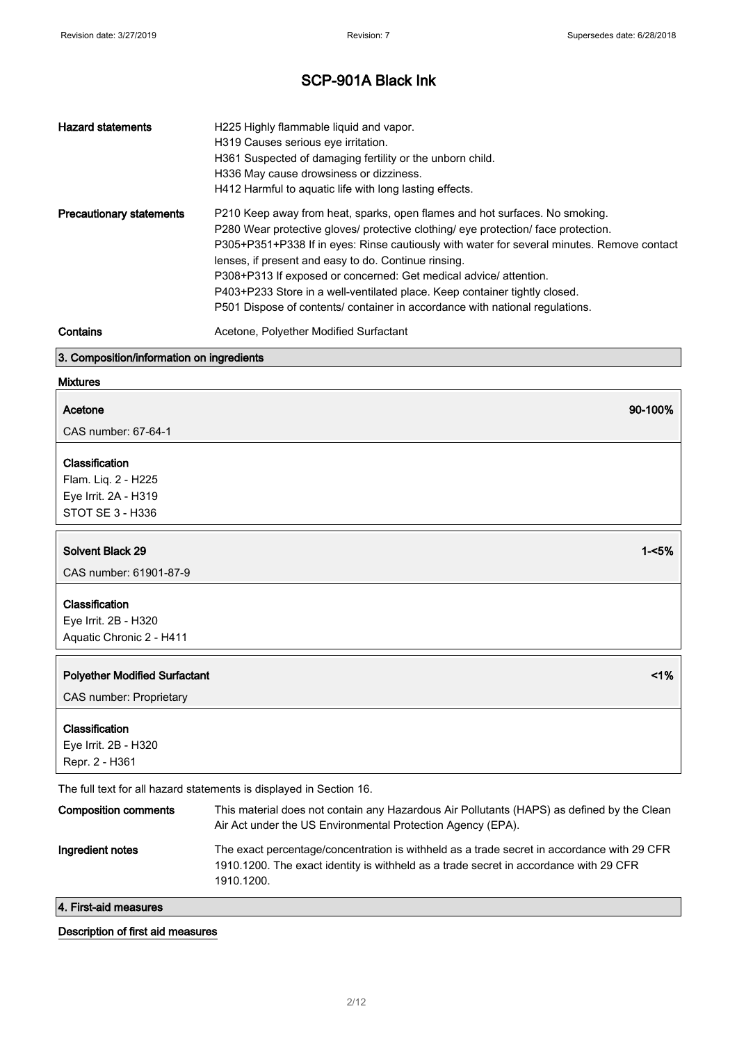# SCP-901A Black Ink

| | |
|---|---|
| **Hazard statements** | H225 Highly flammable liquid and vapor.<br>H319 Causes serious eye irritation.<br>H361 Suspected of damaging fertility or the unborn child.<br>H336 May cause drowsiness or dizziness.<br>H412 Harmful to aquatic life with long lasting effects. |
| **Precautionary statements** | P210 Keep away from heat, sparks, open flames and hot surfaces. No smoking.<br>P280 Wear protective gloves/ protective clothing/ eye protection/ face protection.<br>P305+P351+P338 If in eyes: Rinse cautiously with water for several minutes. Remove contact lenses, if present and easy to do. Continue rinsing.<br>P308+P313 If exposed or concerned: Get medical advice/ attention.<br>P403+P233 Store in a well-ventilated place. Keep container tightly closed.<br>P501 Dispose of contents/ container in accordance with national regulations. |
| **Contains** | Acetone, Polyether Modified Surfactant |

## 3. Composition/information on ingredients

### Mixtures

**Acetone** — 90-100%

CAS number: 67-64-1

**Classification**

Flam. Liq. 2 - H225
Eye Irrit. 2A - H319
STOT SE 3 - H336

**Solvent Black 29** — 1-<5%

CAS number: 61901-87-9

**Classification**

Eye Irrit. 2B - H320
Aquatic Chronic 2 - H411

**Polyether Modified Surfactant** — <1%

CAS number: Proprietary

**Classification**

Eye Irrit. 2B - H320
Repr. 2 - H361

The full text for all hazard statements is displayed in Section 16.

| | |
|---|---|
| **Composition comments** | This material does not contain any Hazardous Air Pollutants (HAPS) as defined by the Clean Air Act under the US Environmental Protection Agency (EPA). |
| **Ingredient notes** | The exact percentage/concentration is withheld as a trade secret in accordance with 29 CFR 1910.1200. The exact identity is withheld as a trade secret in accordance with 29 CFR 1910.1200. |

## 4. First-aid measures

### Description of first aid measures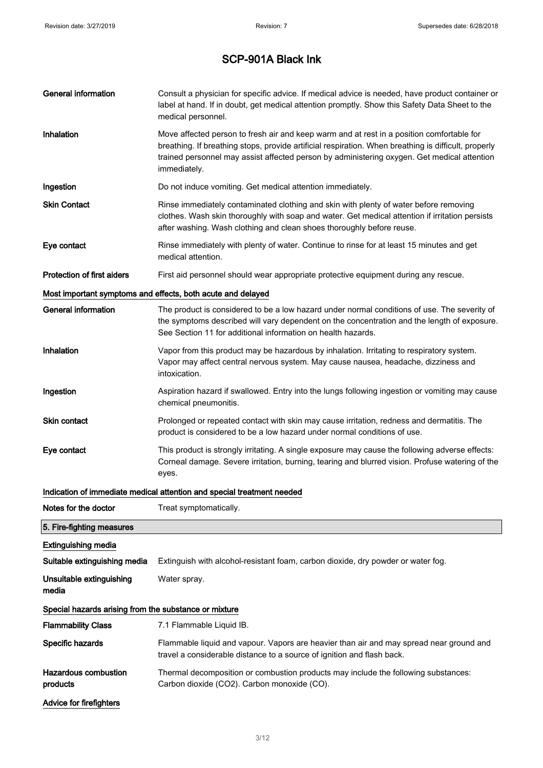# SCP-901A Black Ink

| | |
|---|---|
| **General information** | Consult a physician for specific advice. If medical advice is needed, have product container or label at hand. If in doubt, get medical attention promptly. Show this Safety Data Sheet to the medical personnel. |
| **Inhalation** | Move affected person to fresh air and keep warm and at rest in a position comfortable for breathing. If breathing stops, provide artificial respiration. When breathing is difficult, properly trained personnel may assist affected person by administering oxygen. Get medical attention immediately. |
| **Ingestion** | Do not induce vomiting. Get medical attention immediately. |
| **Skin Contact** | Rinse immediately contaminated clothing and skin with plenty of water before removing clothes. Wash skin thoroughly with soap and water. Get medical attention if irritation persists after washing. Wash clothing and clean shoes thoroughly before reuse. |
| **Eye contact** | Rinse immediately with plenty of water. Continue to rinse for at least 15 minutes and get medical attention. |
| **Protection of first aiders** | First aid personnel should wear appropriate protective equipment during any rescue. |

### Most important symptoms and effects, both acute and delayed

| | |
|---|---|
| **General information** | The product is considered to be a low hazard under normal conditions of use. The severity of the symptoms described will vary dependent on the concentration and the length of exposure. See Section 11 for additional information on health hazards. |
| **Inhalation** | Vapor from this product may be hazardous by inhalation. Irritating to respiratory system. Vapor may affect central nervous system. May cause nausea, headache, dizziness and intoxication. |
| **Ingestion** | Aspiration hazard if swallowed. Entry into the lungs following ingestion or vomiting may cause chemical pneumonitis. |
| **Skin contact** | Prolonged or repeated contact with skin may cause irritation, redness and dermatitis. The product is considered to be a low hazard under normal conditions of use. |
| **Eye contact** | This product is strongly irritating. A single exposure may cause the following adverse effects: Corneal damage. Severe irritation, burning, tearing and blurred vision. Profuse watering of the eyes. |

### Indication of immediate medical attention and special treatment needed

| | |
|---|---|
| **Notes for the doctor** | Treat symptomatically. |

## 5. Fire-fighting measures

### Extinguishing media

| | |
|---|---|
| **Suitable extinguishing media** | Extinguish with alcohol-resistant foam, carbon dioxide, dry powder or water fog. |
| **Unsuitable extinguishing media** | Water spray. |

### Special hazards arising from the substance or mixture

| | |
|---|---|
| **Flammability Class** | 7.1 Flammable Liquid IB. |
| **Specific hazards** | Flammable liquid and vapour. Vapors are heavier than air and may spread near ground and travel a considerable distance to a source of ignition and flash back. |
| **Hazardous combustion products** | Thermal decomposition or combustion products may include the following substances: Carbon dioxide ($CO_2$). Carbon monoxide (CO). |

### Advice for firefighters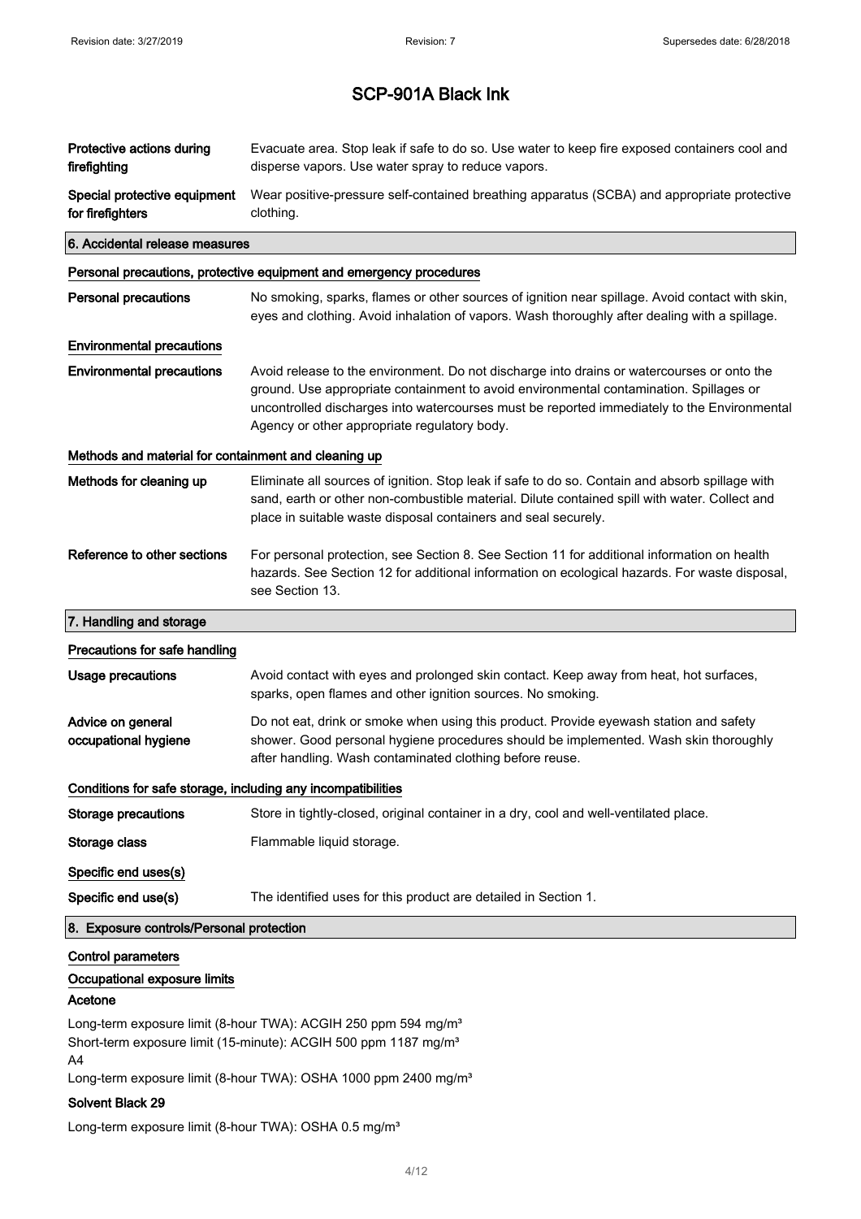| | |
|---|---|
| **Protective actions during firefighting** | Evacuate area. Stop leak if safe to do so. Use water to keep fire exposed containers cool and disperse vapors. Use water spray to reduce vapors. |
| **Special protective equipment for firefighters** | Wear positive-pressure self-contained breathing apparatus (SCBA) and appropriate protective clothing. |

## 6. Accidental release measures

### Personal precautions, protective equipment and emergency procedures

| | |
|---|---|
| **Personal precautions** | No smoking, sparks, flames or other sources of ignition near spillage. Avoid contact with skin, eyes and clothing. Avoid inhalation of vapors. Wash thoroughly after dealing with a spillage. |

### Environmental precautions

| | |
|---|---|
| **Environmental precautions** | Avoid release to the environment. Do not discharge into drains or watercourses or onto the ground. Use appropriate containment to avoid environmental contamination. Spillages or uncontrolled discharges into watercourses must be reported immediately to the Environmental Agency or other appropriate regulatory body. |

### Methods and material for containment and cleaning up

| | |
|---|---|
| **Methods for cleaning up** | Eliminate all sources of ignition. Stop leak if safe to do so. Contain and absorb spillage with sand, earth or other non-combustible material. Dilute contained spill with water. Collect and place in suitable waste disposal containers and seal securely. |
| **Reference to other sections** | For personal protection, see Section 8. See Section 11 for additional information on health hazards. See Section 12 for additional information on ecological hazards. For waste disposal, see Section 13. |

## 7. Handling and storage

### Precautions for safe handling

| | |
|---|---|
| **Usage precautions** | Avoid contact with eyes and prolonged skin contact. Keep away from heat, hot surfaces, sparks, open flames and other ignition sources. No smoking. |
| **Advice on general occupational hygiene** | Do not eat, drink or smoke when using this product. Provide eyewash station and safety shower. Good personal hygiene procedures should be implemented. Wash skin thoroughly after handling. Wash contaminated clothing before reuse. |

### Conditions for safe storage, including any incompatibilities

| | |
|---|---|
| **Storage precautions** | Store in tightly-closed, original container in a dry, cool and well-ventilated place. |
| **Storage class** | Flammable liquid storage. |

### Specific end uses(s)

| | |
|---|---|
| **Specific end use(s)** | The identified uses for this product are detailed in Section 1. |

## 8. Exposure controls/Personal protection

### Control parameters

### Occupational exposure limits

**Acetone**

Long-term exposure limit (8-hour TWA): ACGIH 250 ppm 594 mg/m³
Short-term exposure limit (15-minute): ACGIH 500 ppm 1187 mg/m³
A4
Long-term exposure limit (8-hour TWA): OSHA 1000 ppm 2400 mg/m³

**Solvent Black 29**

Long-term exposure limit (8-hour TWA): OSHA 0.5 mg/m³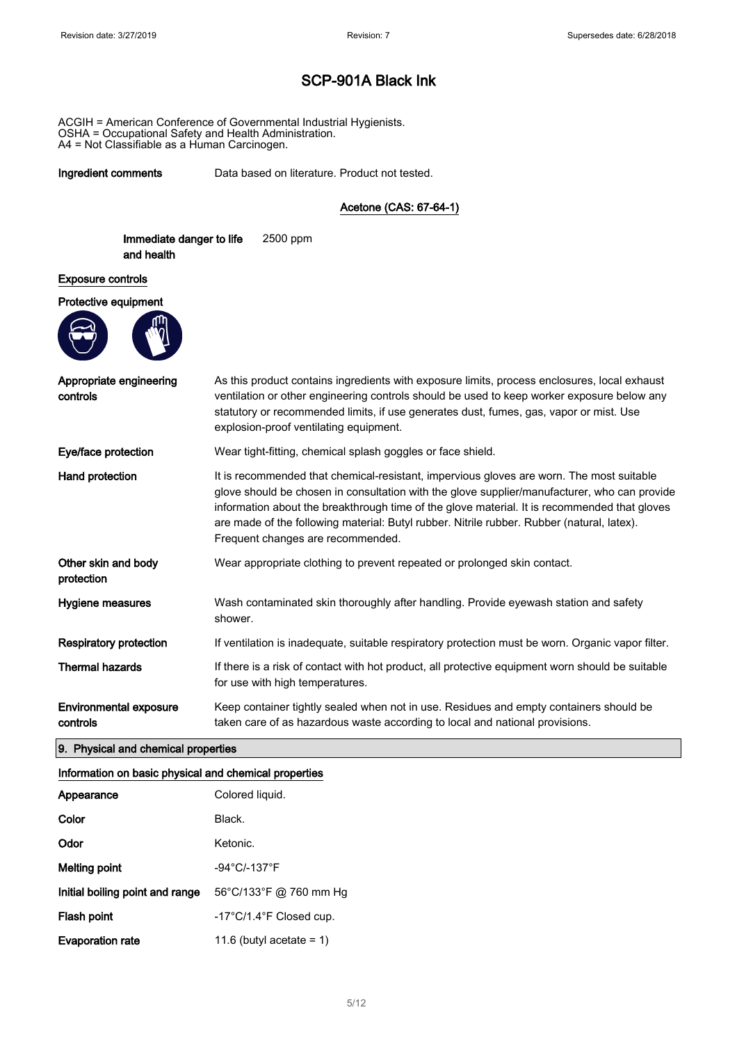# SCP-901A Black Ink

ACGIH = American Conference of Governmental Industrial Hygienists.
OSHA = Occupational Safety and Health Administration.
A4 = Not Classifiable as a Human Carcinogen.

| | |
|---|---|
| **Ingredient comments** | Data based on literature. Product not tested. |

**Acetone (CAS: 67-64-1)**

| | |
|---|---|
| **Immediate danger to life and health** | 2500 ppm |

**Exposure controls**

**Protective equipment**

| | |
|---|---|
| **Appropriate engineering controls** | As this product contains ingredients with exposure limits, process enclosures, local exhaust ventilation or other engineering controls should be used to keep worker exposure below any statutory or recommended limits, if use generates dust, fumes, gas, vapor or mist. Use explosion-proof ventilating equipment. |
| **Eye/face protection** | Wear tight-fitting, chemical splash goggles or face shield. |
| **Hand protection** | It is recommended that chemical-resistant, impervious gloves are worn. The most suitable glove should be chosen in consultation with the glove supplier/manufacturer, who can provide information about the breakthrough time of the glove material. It is recommended that gloves are made of the following material: Butyl rubber. Nitrile rubber. Rubber (natural, latex). Frequent changes are recommended. |
| **Other skin and body protection** | Wear appropriate clothing to prevent repeated or prolonged skin contact. |
| **Hygiene measures** | Wash contaminated skin thoroughly after handling. Provide eyewash station and safety shower. |
| **Respiratory protection** | If ventilation is inadequate, suitable respiratory protection must be worn. Organic vapor filter. |
| **Thermal hazards** | If there is a risk of contact with hot product, all protective equipment worn should be suitable for use with high temperatures. |
| **Environmental exposure controls** | Keep container tightly sealed when not in use. Residues and empty containers should be taken care of as hazardous waste according to local and national provisions. |

## 9. Physical and chemical properties

**Information on basic physical and chemical properties**

| | |
|---|---|
| **Appearance** | Colored liquid. |
| **Color** | Black. |
| **Odor** | Ketonic. |
| **Melting point** | -94°C/-137°F |
| **Initial boiling point and range** | 56°C/133°F @ 760 mm Hg |
| **Flash point** | -17°C/1.4°F Closed cup. |
| **Evaporation rate** | 11.6 (butyl acetate = 1) |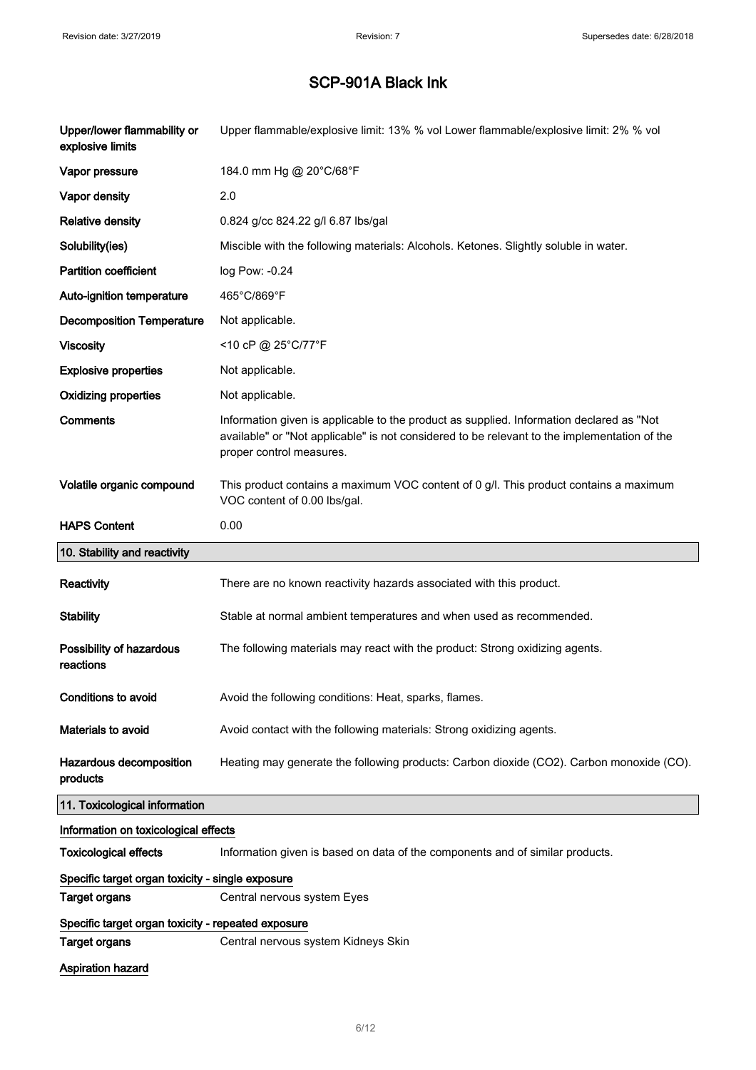# SCP-901A Black Ink

| | |
|---|---|
| **Upper/lower flammability or explosive limits** | Upper flammable/explosive limit: 13% % vol Lower flammable/explosive limit: 2% % vol |
| **Vapor pressure** | 184.0 mm Hg @ 20°C/68°F |
| **Vapor density** | 2.0 |
| **Relative density** | 0.824 g/cc 824.22 g/l 6.87 lbs/gal |
| **Solubility(ies)** | Miscible with the following materials: Alcohols. Ketones. Slightly soluble in water. |
| **Partition coefficient** | log Pow: -0.24 |
| **Auto-ignition temperature** | 465°C/869°F |
| **Decomposition Temperature** | Not applicable. |
| **Viscosity** | <10 cP @ 25°C/77°F |
| **Explosive properties** | Not applicable. |
| **Oxidizing properties** | Not applicable. |
| **Comments** | Information given is applicable to the product as supplied. Information declared as "Not available" or "Not applicable" is not considered to be relevant to the implementation of the proper control measures. |
| **Volatile organic compound** | This product contains a maximum VOC content of 0 g/l. This product contains a maximum VOC content of 0.00 lbs/gal. |
| **HAPS Content** | 0.00 |

## 10. Stability and reactivity

| | |
|---|---|
| **Reactivity** | There are no known reactivity hazards associated with this product. |
| **Stability** | Stable at normal ambient temperatures and when used as recommended. |
| **Possibility of hazardous reactions** | The following materials may react with the product: Strong oxidizing agents. |
| **Conditions to avoid** | Avoid the following conditions: Heat, sparks, flames. |
| **Materials to avoid** | Avoid contact with the following materials: Strong oxidizing agents. |
| **Hazardous decomposition products** | Heating may generate the following products: Carbon dioxide ($CO_2$). Carbon monoxide (CO). |

## 11. Toxicological information

### Information on toxicological effects

**Toxicological effects** Information given is based on data of the components and of similar products.

### Specific target organ toxicity - single exposure

**Target organs** Central nervous system Eyes

### Specific target organ toxicity - repeated exposure

**Target organs** Central nervous system Kidneys Skin

### Aspiration hazard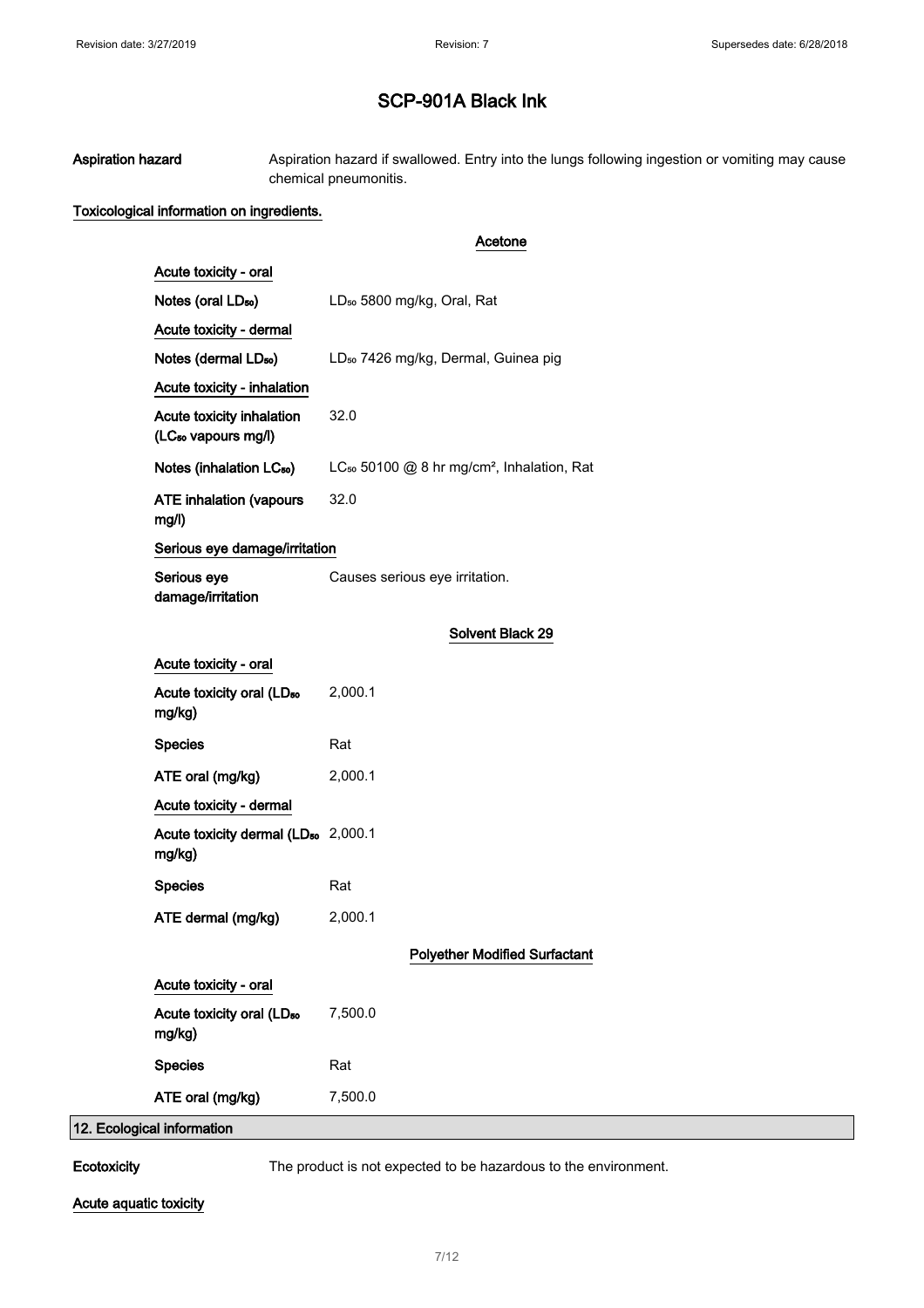# SCP-901A Black Ink

**Aspiration hazard** Aspiration hazard if swallowed. Entry into the lungs following ingestion or vomiting may cause chemical pneumonitis.

**Toxicological information on ingredients.**

**Acetone**

| | |
|---|---|
| **Acute toxicity - oral** | |
| **Notes (oral $LD_{50}$)** | $LD_{50}$ 5800 mg/kg, Oral, Rat |
| **Acute toxicity - dermal** | |
| **Notes (dermal $LD_{50}$)** | $LD_{50}$ 7426 mg/kg, Dermal, Guinea pig |
| **Acute toxicity - inhalation** | |
| **Acute toxicity inhalation ($LC_{50}$ vapours mg/l)** | 32.0 |
| **Notes (inhalation $LC_{50}$)** | $LC_{50}$ 50100 @ 8 hr mg/cm², Inhalation, Rat |
| **ATE inhalation (vapours mg/l)** | 32.0 |
| **Serious eye damage/irritation** | |
| **Serious eye damage/irritation** | Causes serious eye irritation. |

**Solvent Black 29**

| | |
|---|---|
| **Acute toxicity - oral** | |
| **Acute toxicity oral ($LD_{50}$ mg/kg)** | 2,000.1 |
| **Species** | Rat |
| **ATE oral (mg/kg)** | 2,000.1 |
| **Acute toxicity - dermal** | |
| **Acute toxicity dermal ($LD_{50}$ mg/kg)** | 2,000.1 |
| **Species** | Rat |
| **ATE dermal (mg/kg)** | 2,000.1 |

**Polyether Modified Surfactant**

| | |
|---|---|
| **Acute toxicity - oral** | |
| **Acute toxicity oral ($LD_{50}$ mg/kg)** | 7,500.0 |
| **Species** | Rat |
| **ATE oral (mg/kg)** | 7,500.0 |

## 12. Ecological information

**Ecotoxicity** The product is not expected to be hazardous to the environment.

**Acute aquatic toxicity**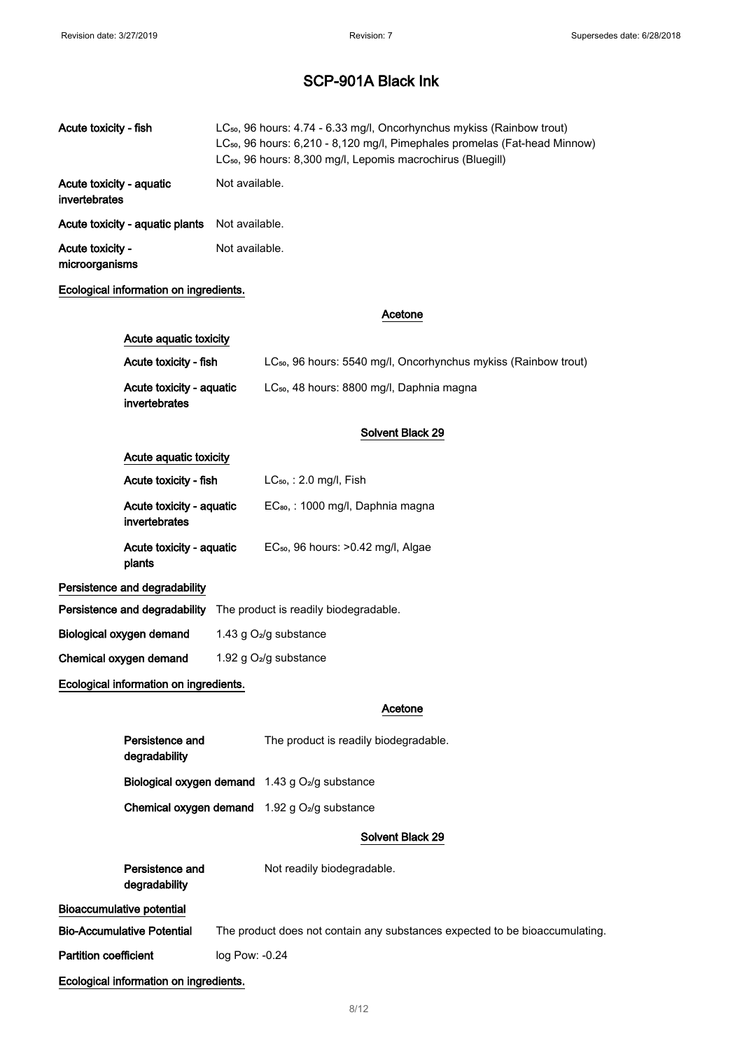# SCP-901A Black Ink

| | |
|---|---|
| Acute toxicity - fish | $LC_{50}$, 96 hours: 4.74 - 6.33 mg/l, Oncorhynchus mykiss (Rainbow trout)<br>$LC_{50}$, 96 hours: 6,210 - 8,120 mg/l, Pimephales promelas (Fat-head Minnow)<br>$LC_{50}$, 96 hours: 8,300 mg/l, Lepomis macrochirus (Bluegill) |
| Acute toxicity - aquatic invertebrates | Not available. |
| Acute toxicity - aquatic plants | Not available. |
| Acute toxicity - microorganisms | Not available. |

**Ecological information on ingredients.**

**Acetone**

**Acute aquatic toxicity**

| | |
|---|---|
| Acute toxicity - fish | $LC_{50}$, 96 hours: 5540 mg/l, Oncorhynchus mykiss (Rainbow trout) |
| Acute toxicity - aquatic invertebrates | $LC_{50}$, 48 hours: 8800 mg/l, Daphnia magna |

**Solvent Black 29**

**Acute aquatic toxicity**

| | |
|---|---|
| Acute toxicity - fish | $LC_{50}$, : 2.0 mg/l, Fish |
| Acute toxicity - aquatic invertebrates | $EC_{80}$, : 1000 mg/l, Daphnia magna |
| Acute toxicity - aquatic plants | $EC_{50}$, 96 hours: >0.42 mg/l, Algae |

**Persistence and degradability**

| | |
|---|---|
| Persistence and degradability | The product is readily biodegradable. |
| Biological oxygen demand | 1.43 g $O_2$/g substance |
| Chemical oxygen demand | 1.92 g $O_2$/g substance |

**Ecological information on ingredients.**

**Acetone**

| | |
|---|---|
| Persistence and degradability | The product is readily biodegradable. |
| Biological oxygen demand | 1.43 g $O_2$/g substance |
| Chemical oxygen demand | 1.92 g $O_2$/g substance |

**Solvent Black 29**

| | |
|---|---|
| Persistence and degradability | Not readily biodegradable. |

**Bioaccumulative potential**

| | |
|---|---|
| Bio-Accumulative Potential | The product does not contain any substances expected to be bioaccumulating. |
| Partition coefficient | log Pow: -0.24 |

**Ecological information on ingredients.**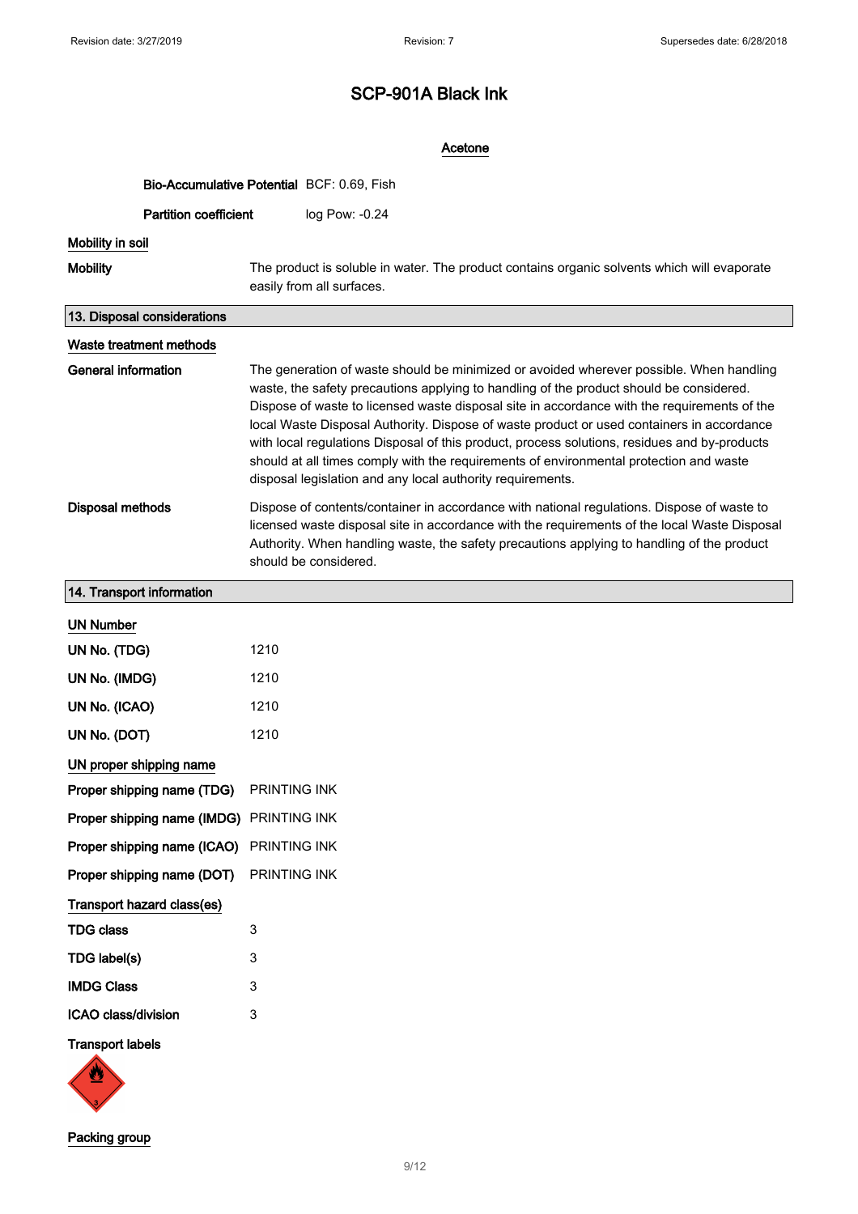# SCP-901A Black Ink

**Acetone**

**Bio-Accumulative Potential** BCF: 0.69, Fish

**Partition coefficient** log Pow: -0.24

**Mobility in soil**

**Mobility** The product is soluble in water. The product contains organic solvents which will evaporate easily from all surfaces.

## 13. Disposal considerations

**Waste treatment methods**

**General information** The generation of waste should be minimized or avoided wherever possible. When handling waste, the safety precautions applying to handling of the product should be considered. Dispose of waste to licensed waste disposal site in accordance with the requirements of the local Waste Disposal Authority. Dispose of waste product or used containers in accordance with local regulations Disposal of this product, process solutions, residues and by-products should at all times comply with the requirements of environmental protection and waste disposal legislation and any local authority requirements.

**Disposal methods** Dispose of contents/container in accordance with national regulations. Dispose of waste to licensed waste disposal site in accordance with the requirements of the local Waste Disposal Authority. When handling waste, the safety precautions applying to handling of the product should be considered.

## 14. Transport information

**UN Number**

| | |
|---|---|
| **UN No. (TDG)** | 1210 |
| **UN No. (IMDG)** | 1210 |
| **UN No. (ICAO)** | 1210 |
| **UN No. (DOT)** | 1210 |

**UN proper shipping name**

| | |
|---|---|
| **Proper shipping name (TDG)** | PRINTING INK |
| **Proper shipping name (IMDG)** | PRINTING INK |
| **Proper shipping name (ICAO)** | PRINTING INK |
| **Proper shipping name (DOT)** | PRINTING INK |

**Transport hazard class(es)**

| | |
|---|---|
| **TDG class** | 3 |
| **TDG label(s)** | 3 |
| **IMDG Class** | 3 |
| **ICAO class/division** | 3 |

**Transport labels**

**Packing group**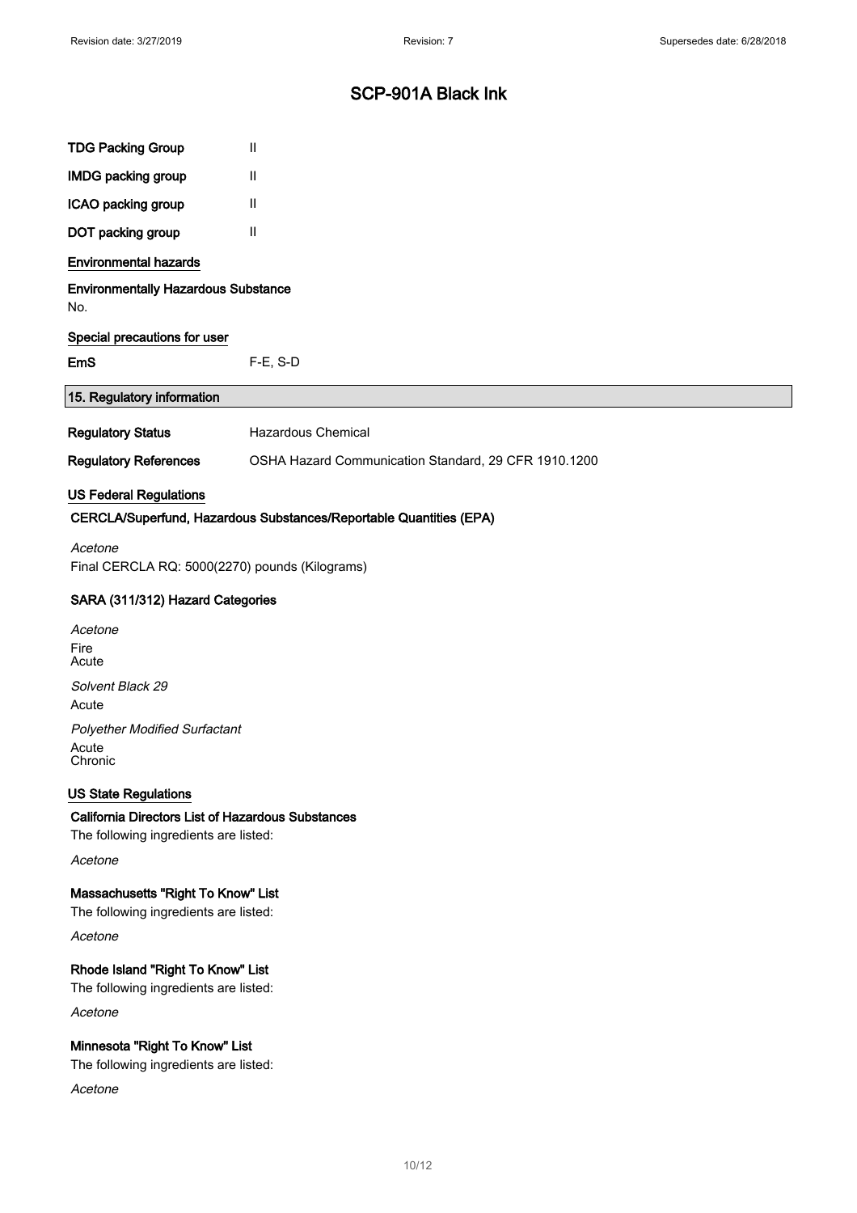| | |
|---|---|
| **TDG Packing Group** | II |
| **IMDG packing group** | II |
| **ICAO packing group** | II |
| **DOT packing group** | II |

**Environmental hazards**

**Environmentally Hazardous Substance**

No.

**Special precautions for user**

| | |
|---|---|
| **EmS** | F-E, S-D |

## 15. Regulatory information

| | |
|---|---|
| **Regulatory Status** | Hazardous Chemical |
| **Regulatory References** | OSHA Hazard Communication Standard, 29 CFR 1910.1200 |

**US Federal Regulations**

### CERCLA/Superfund, Hazardous Substances/Reportable Quantities (EPA)

*Acetone*

Final CERCLA RQ: 5000(2270) pounds (Kilograms)

### SARA (311/312) Hazard Categories

*Acetone*

Fire
Acute

*Solvent Black 29*

Acute

*Polyether Modified Surfactant*

Acute
Chronic

**US State Regulations**

### California Directors List of Hazardous Substances

The following ingredients are listed:

*Acetone*

### Massachusetts "Right To Know" List

The following ingredients are listed:

*Acetone*

### Rhode Island "Right To Know" List

The following ingredients are listed:

*Acetone*

### Minnesota "Right To Know" List

The following ingredients are listed:

*Acetone*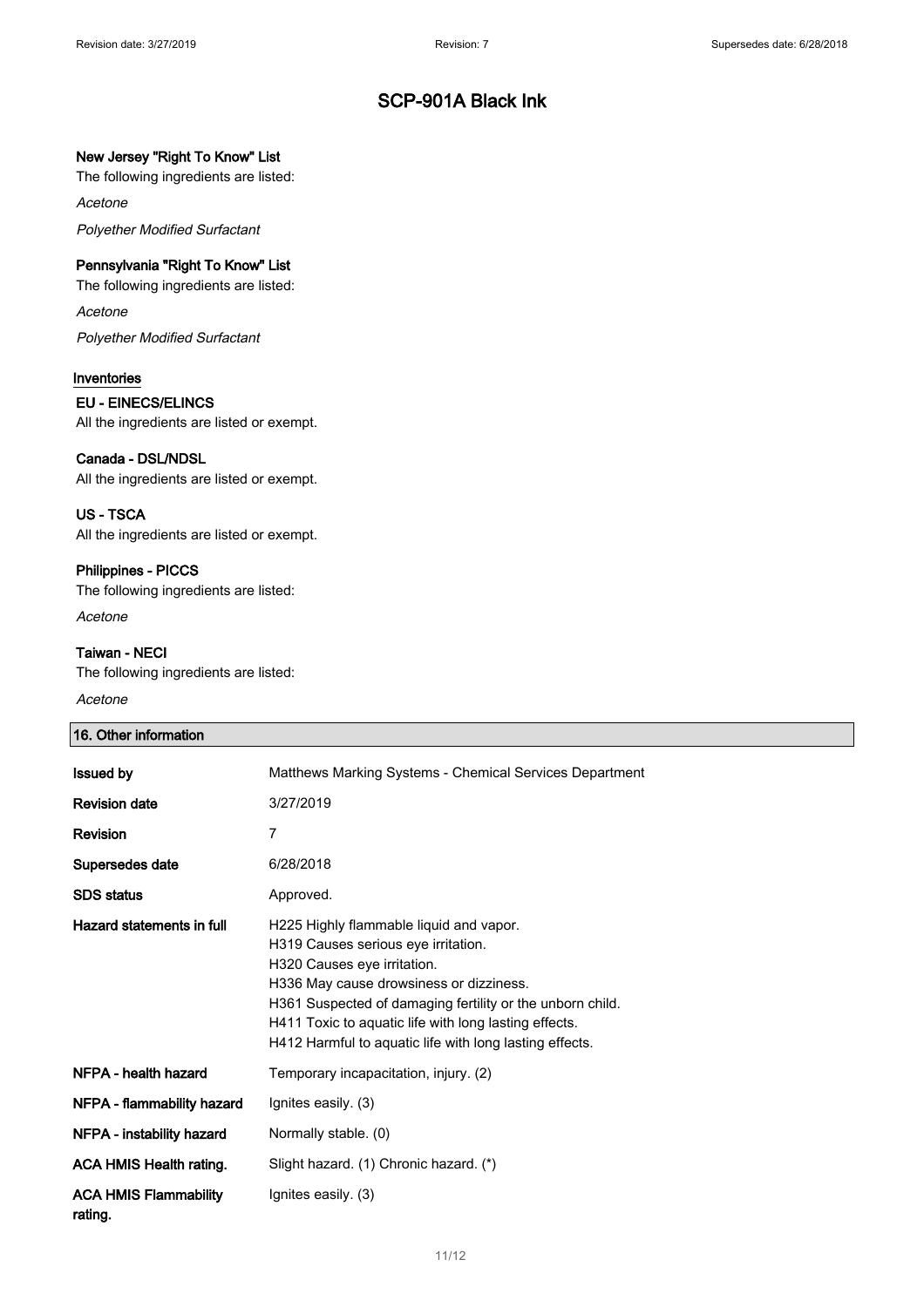# SCP-901A Black Ink

**New Jersey "Right To Know" List**

The following ingredients are listed:

*Acetone*

*Polyether Modified Surfactant*

**Pennsylvania "Right To Know" List**

The following ingredients are listed:

*Acetone*

*Polyether Modified Surfactant*

## Inventories

**EU - EINECS/ELINCS**

All the ingredients are listed or exempt.

**Canada - DSL/NDSL**

All the ingredients are listed or exempt.

**US - TSCA**

All the ingredients are listed or exempt.

**Philippines - PICCS**

The following ingredients are listed:

*Acetone*

**Taiwan - NECI**

The following ingredients are listed:

*Acetone*

## 16. Other information

| | |
|---|---|
| **Issued by** | Matthews Marking Systems - Chemical Services Department |
| **Revision date** | 3/27/2019 |
| **Revision** | 7 |
| **Supersedes date** | 6/28/2018 |
| **SDS status** | Approved. |
| **Hazard statements in full** | H225 Highly flammable liquid and vapor.<br>H319 Causes serious eye irritation.<br>H320 Causes eye irritation.<br>H336 May cause drowsiness or dizziness.<br>H361 Suspected of damaging fertility or the unborn child.<br>H411 Toxic to aquatic life with long lasting effects.<br>H412 Harmful to aquatic life with long lasting effects. |
| **NFPA - health hazard** | Temporary incapacitation, injury. (2) |
| **NFPA - flammability hazard** | Ignites easily. (3) |
| **NFPA - instability hazard** | Normally stable. (0) |
| **ACA HMIS Health rating.** | Slight hazard. (1) Chronic hazard. (*) |
| **ACA HMIS Flammability rating.** | Ignites easily. (3) |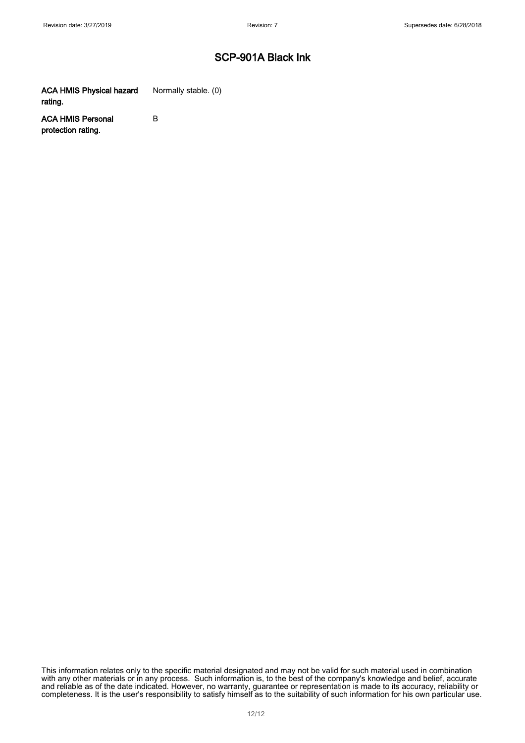| | |
|---|---|
| **ACA HMIS Physical hazard rating.** | Normally stable. (0) |
| **ACA HMIS Personal protection rating.** | B |

This information relates only to the specific material designated and may not be valid for such material used in combination with any other materials or in any process. Such information is, to the best of the company's knowledge and belief, accurate and reliable as of the date indicated. However, no warranty, guarantee or representation is made to its accuracy, reliability or completeness. It is the user's responsibility to satisfy himself as to the suitability of such information for his own particular use.